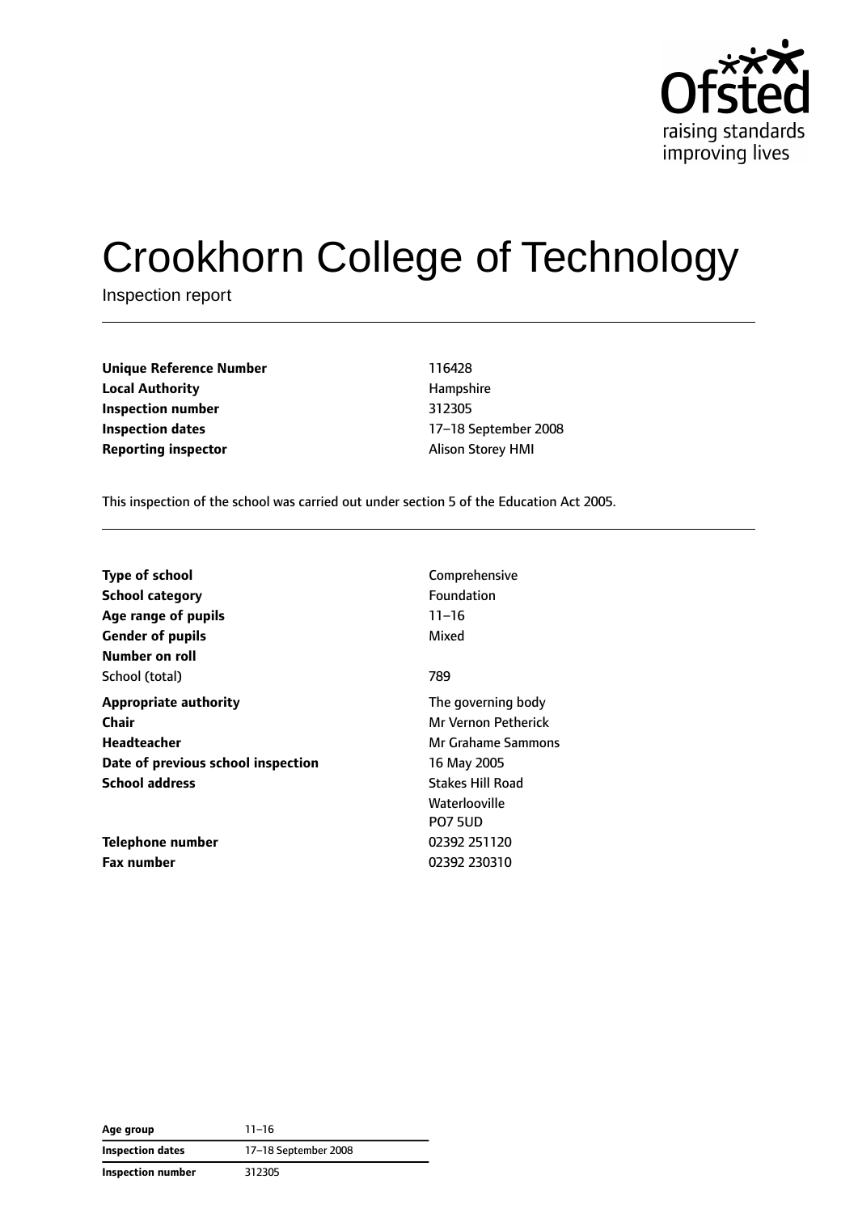# Crookhorn College of Technology

Inspection report

| | |
|---|---|
| **Unique Reference Number** | 116428 |
| **Local Authority** | Hampshire |
| **Inspection number** | 312305 |
| **Inspection dates** | 17–18 September 2008 |
| **Reporting inspector** | Alison Storey HMI |

This inspection of the school was carried out under section 5 of the Education Act 2005.

| | |
|---|---|
| **Type of school** | Comprehensive |
| **School category** | Foundation |
| **Age range of pupils** | 11–16 |
| **Gender of pupils** | Mixed |
| **Number on roll** | |
| School (total) | 789 |
| **Appropriate authority** | The governing body |
| **Chair** | Mr Vernon Petherick |
| **Headteacher** | Mr Grahame Sammons |
| **Date of previous school inspection** | 16 May 2005 |
| **School address** | Stakes Hill Road<br>Waterlooville<br>PO7 5UD |
| **Telephone number** | 02392 251120 |
| **Fax number** | 02392 230310 |

| | |
|---|---|
| **Age group** | 11–16 |
| **Inspection dates** | 17–18 September 2008 |
| **Inspection number** | 312305 |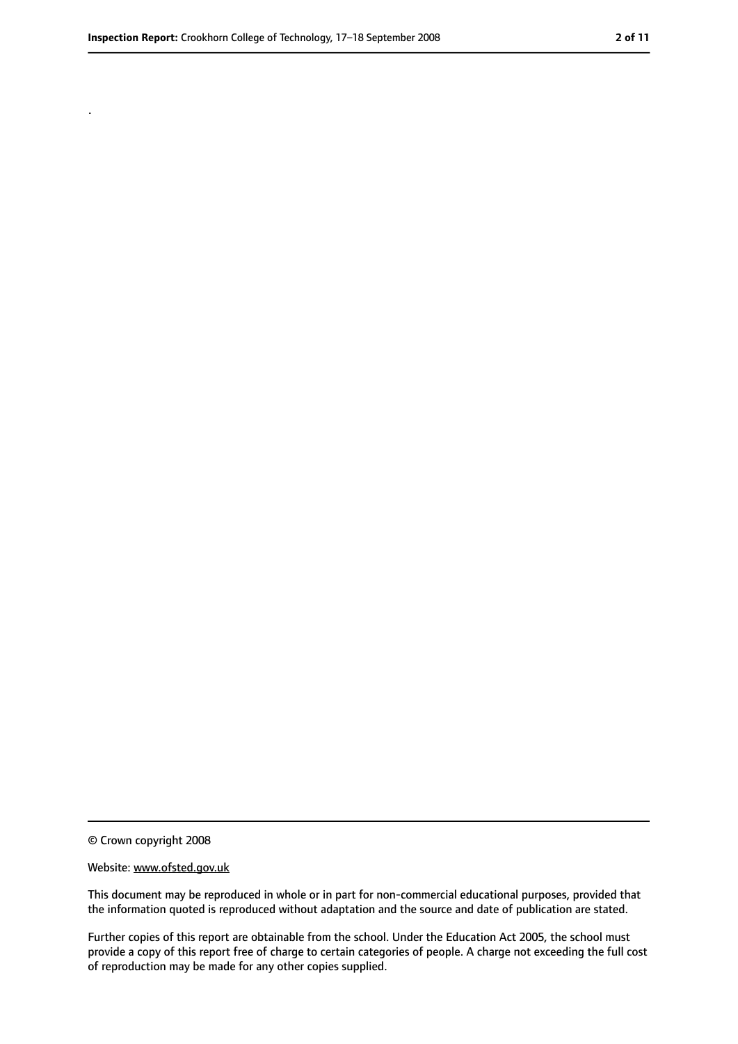.

© Crown copyright 2008

Website: www.ofsted.gov.uk

This document may be reproduced in whole or in part for non-commercial educational purposes, provided that the information quoted is reproduced without adaptation and the source and date of publication are stated.

Further copies of this report are obtainable from the school. Under the Education Act 2005, the school must provide a copy of this report free of charge to certain categories of people. A charge not exceeding the full cost of reproduction may be made for any other copies supplied.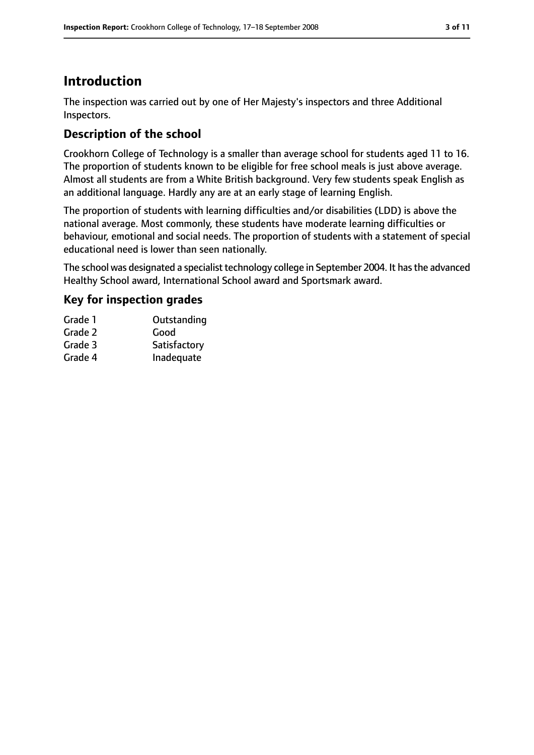# Introduction

The inspection was carried out by one of Her Majesty's inspectors and three Additional Inspectors.

## Description of the school

Crookhorn College of Technology is a smaller than average school for students aged 11 to 16. The proportion of students known to be eligible for free school meals is just above average. Almost all students are from a White British background. Very few students speak English as an additional language. Hardly any are at an early stage of learning English.

The proportion of students with learning difficulties and/or disabilities (LDD) is above the national average. Most commonly, these students have moderate learning difficulties or behaviour, emotional and social needs. The proportion of students with a statement of special educational need is lower than seen nationally.

The school was designated a specialist technology college in September 2004. It has the advanced Healthy School award, International School award and Sportsmark award.

## Key for inspection grades

| | |
|---|---|
| Grade 1 | Outstanding |
| Grade 2 | Good |
| Grade 3 | Satisfactory |
| Grade 4 | Inadequate |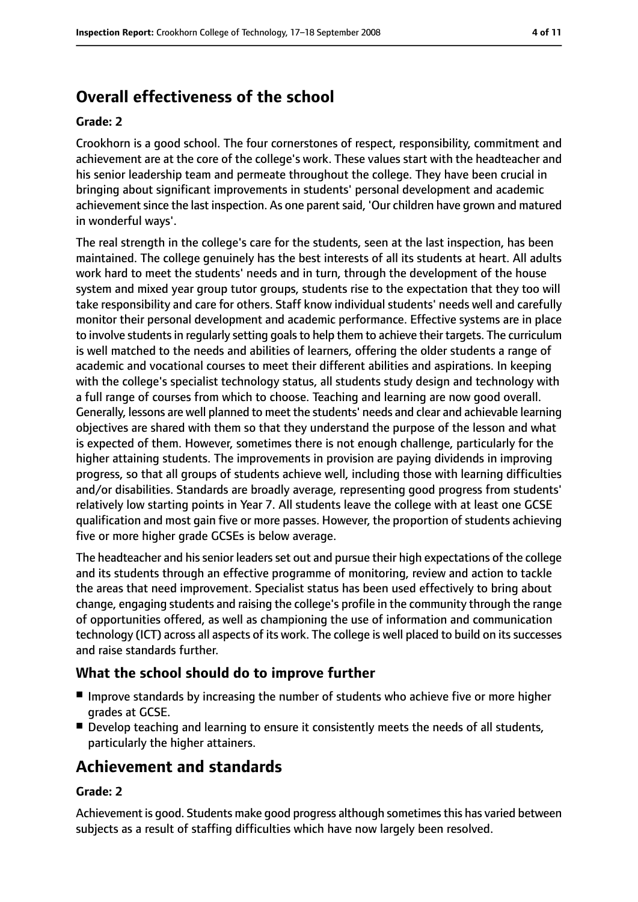## Overall effectiveness of the school

**Grade: 2**

Crookhorn is a good school. The four cornerstones of respect, responsibility, commitment and achievement are at the core of the college's work. These values start with the headteacher and his senior leadership team and permeate throughout the college. They have been crucial in bringing about significant improvements in students' personal development and academic achievement since the last inspection. As one parent said, 'Our children have grown and matured in wonderful ways'.

The real strength in the college's care for the students, seen at the last inspection, has been maintained. The college genuinely has the best interests of all its students at heart. All adults work hard to meet the students' needs and in turn, through the development of the house system and mixed year group tutor groups, students rise to the expectation that they too will take responsibility and care for others. Staff know individual students' needs well and carefully monitor their personal development and academic performance. Effective systems are in place to involve students in regularly setting goals to help them to achieve their targets. The curriculum is well matched to the needs and abilities of learners, offering the older students a range of academic and vocational courses to meet their different abilities and aspirations. In keeping with the college's specialist technology status, all students study design and technology with a full range of courses from which to choose. Teaching and learning are now good overall. Generally, lessons are well planned to meet the students' needs and clear and achievable learning objectives are shared with them so that they understand the purpose of the lesson and what is expected of them. However, sometimes there is not enough challenge, particularly for the higher attaining students. The improvements in provision are paying dividends in improving progress, so that all groups of students achieve well, including those with learning difficulties and/or disabilities. Standards are broadly average, representing good progress from students' relatively low starting points in Year 7. All students leave the college with at least one GCSE qualification and most gain five or more passes. However, the proportion of students achieving five or more higher grade GCSEs is below average.

The headteacher and his senior leaders set out and pursue their high expectations of the college and its students through an effective programme of monitoring, review and action to tackle the areas that need improvement. Specialist status has been used effectively to bring about change, engaging students and raising the college's profile in the community through the range of opportunities offered, as well as championing the use of information and communication technology (ICT) across all aspects of its work. The college is well placed to build on its successes and raise standards further.

### What the school should do to improve further

- Improve standards by increasing the number of students who achieve five or more higher grades at GCSE.
- Develop teaching and learning to ensure it consistently meets the needs of all students, particularly the higher attainers.

## Achievement and standards

**Grade: 2**

Achievement is good. Students make good progress although sometimes this has varied between subjects as a result of staffing difficulties which have now largely been resolved.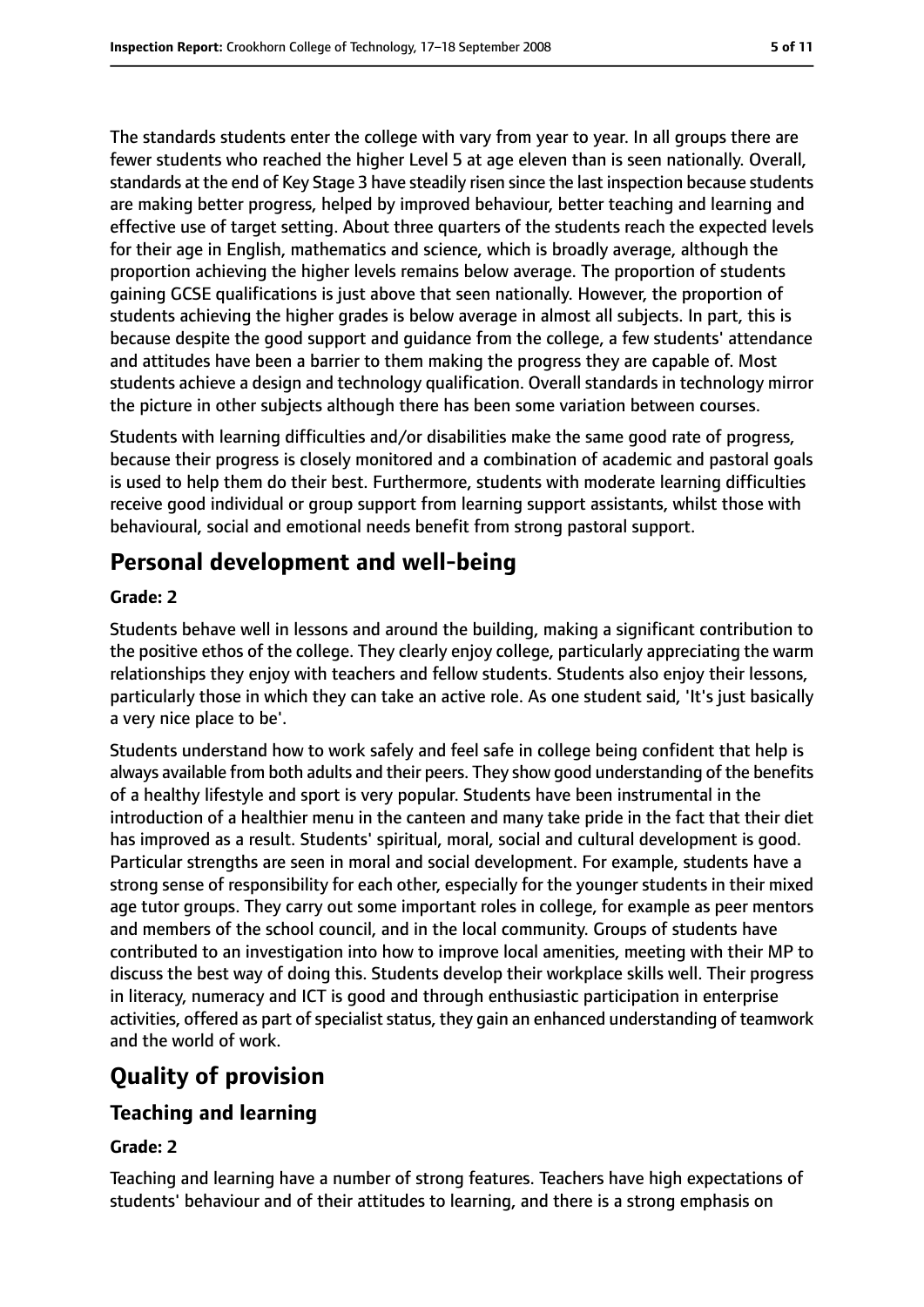The standards students enter the college with vary from year to year. In all groups there are fewer students who reached the higher Level 5 at age eleven than is seen nationally. Overall, standards at the end of Key Stage 3 have steadily risen since the last inspection because students are making better progress, helped by improved behaviour, better teaching and learning and effective use of target setting. About three quarters of the students reach the expected levels for their age in English, mathematics and science, which is broadly average, although the proportion achieving the higher levels remains below average. The proportion of students gaining GCSE qualifications is just above that seen nationally. However, the proportion of students achieving the higher grades is below average in almost all subjects. In part, this is because despite the good support and guidance from the college, a few students' attendance and attitudes have been a barrier to them making the progress they are capable of. Most students achieve a design and technology qualification. Overall standards in technology mirror the picture in other subjects although there has been some variation between courses.

Students with learning difficulties and/or disabilities make the same good rate of progress, because their progress is closely monitored and a combination of academic and pastoral goals is used to help them do their best. Furthermore, students with moderate learning difficulties receive good individual or group support from learning support assistants, whilst those with behavioural, social and emotional needs benefit from strong pastoral support.

## Personal development and well-being

**Grade: 2**

Students behave well in lessons and around the building, making a significant contribution to the positive ethos of the college. They clearly enjoy college, particularly appreciating the warm relationships they enjoy with teachers and fellow students. Students also enjoy their lessons, particularly those in which they can take an active role. As one student said, 'It's just basically a very nice place to be'.

Students understand how to work safely and feel safe in college being confident that help is always available from both adults and their peers. They show good understanding of the benefits of a healthy lifestyle and sport is very popular. Students have been instrumental in the introduction of a healthier menu in the canteen and many take pride in the fact that their diet has improved as a result. Students' spiritual, moral, social and cultural development is good. Particular strengths are seen in moral and social development. For example, students have a strong sense of responsibility for each other, especially for the younger students in their mixed age tutor groups. They carry out some important roles in college, for example as peer mentors and members of the school council, and in the local community. Groups of students have contributed to an investigation into how to improve local amenities, meeting with their MP to discuss the best way of doing this. Students develop their workplace skills well. Their progress in literacy, numeracy and ICT is good and through enthusiastic participation in enterprise activities, offered as part of specialist status, they gain an enhanced understanding of teamwork and the world of work.

# Quality of provision

## Teaching and learning

**Grade: 2**

Teaching and learning have a number of strong features. Teachers have high expectations of students' behaviour and of their attitudes to learning, and there is a strong emphasis on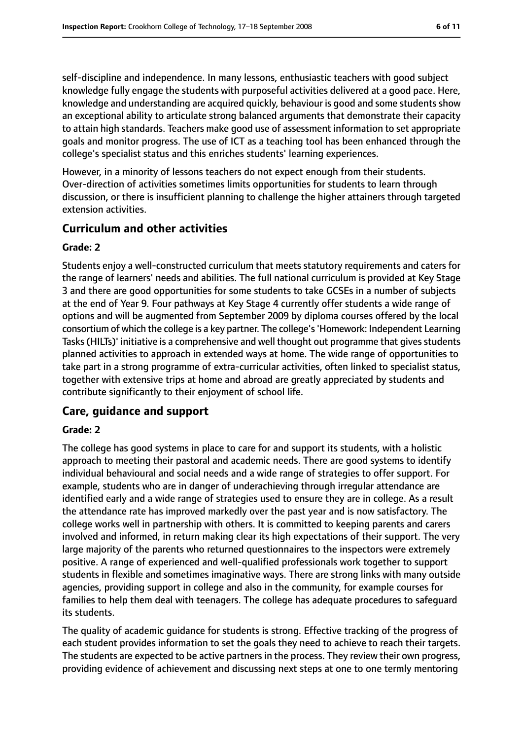self-discipline and independence. In many lessons, enthusiastic teachers with good subject knowledge fully engage the students with purposeful activities delivered at a good pace. Here, knowledge and understanding are acquired quickly, behaviour is good and some students show an exceptional ability to articulate strong balanced arguments that demonstrate their capacity to attain high standards. Teachers make good use of assessment information to set appropriate goals and monitor progress. The use of ICT as a teaching tool has been enhanced through the college's specialist status and this enriches students' learning experiences.

However, in a minority of lessons teachers do not expect enough from their students. Over-direction of activities sometimes limits opportunities for students to learn through discussion, or there is insufficient planning to challenge the higher attainers through targeted extension activities.

## Curriculum and other activities

### Grade: 2

Students enjoy a well-constructed curriculum that meets statutory requirements and caters for the range of learners' needs and abilities. The full national curriculum is provided at Key Stage 3 and there are good opportunities for some students to take GCSEs in a number of subjects at the end of Year 9. Four pathways at Key Stage 4 currently offer students a wide range of options and will be augmented from September 2009 by diploma courses offered by the local consortium of which the college is a key partner. The college's 'Homework: Independent Learning Tasks (HILTs)' initiative is a comprehensive and well thought out programme that gives students planned activities to approach in extended ways at home. The wide range of opportunities to take part in a strong programme of extra-curricular activities, often linked to specialist status, together with extensive trips at home and abroad are greatly appreciated by students and contribute significantly to their enjoyment of school life.

## Care, guidance and support

### Grade: 2

The college has good systems in place to care for and support its students, with a holistic approach to meeting their pastoral and academic needs. There are good systems to identify individual behavioural and social needs and a wide range of strategies to offer support. For example, students who are in danger of underachieving through irregular attendance are identified early and a wide range of strategies used to ensure they are in college. As a result the attendance rate has improved markedly over the past year and is now satisfactory. The college works well in partnership with others. It is committed to keeping parents and carers involved and informed, in return making clear its high expectations of their support. The very large majority of the parents who returned questionnaires to the inspectors were extremely positive. A range of experienced and well-qualified professionals work together to support students in flexible and sometimes imaginative ways. There are strong links with many outside agencies, providing support in college and also in the community, for example courses for families to help them deal with teenagers. The college has adequate procedures to safeguard its students.

The quality of academic guidance for students is strong. Effective tracking of the progress of each student provides information to set the goals they need to achieve to reach their targets. The students are expected to be active partners in the process. They review their own progress, providing evidence of achievement and discussing next steps at one to one termly mentoring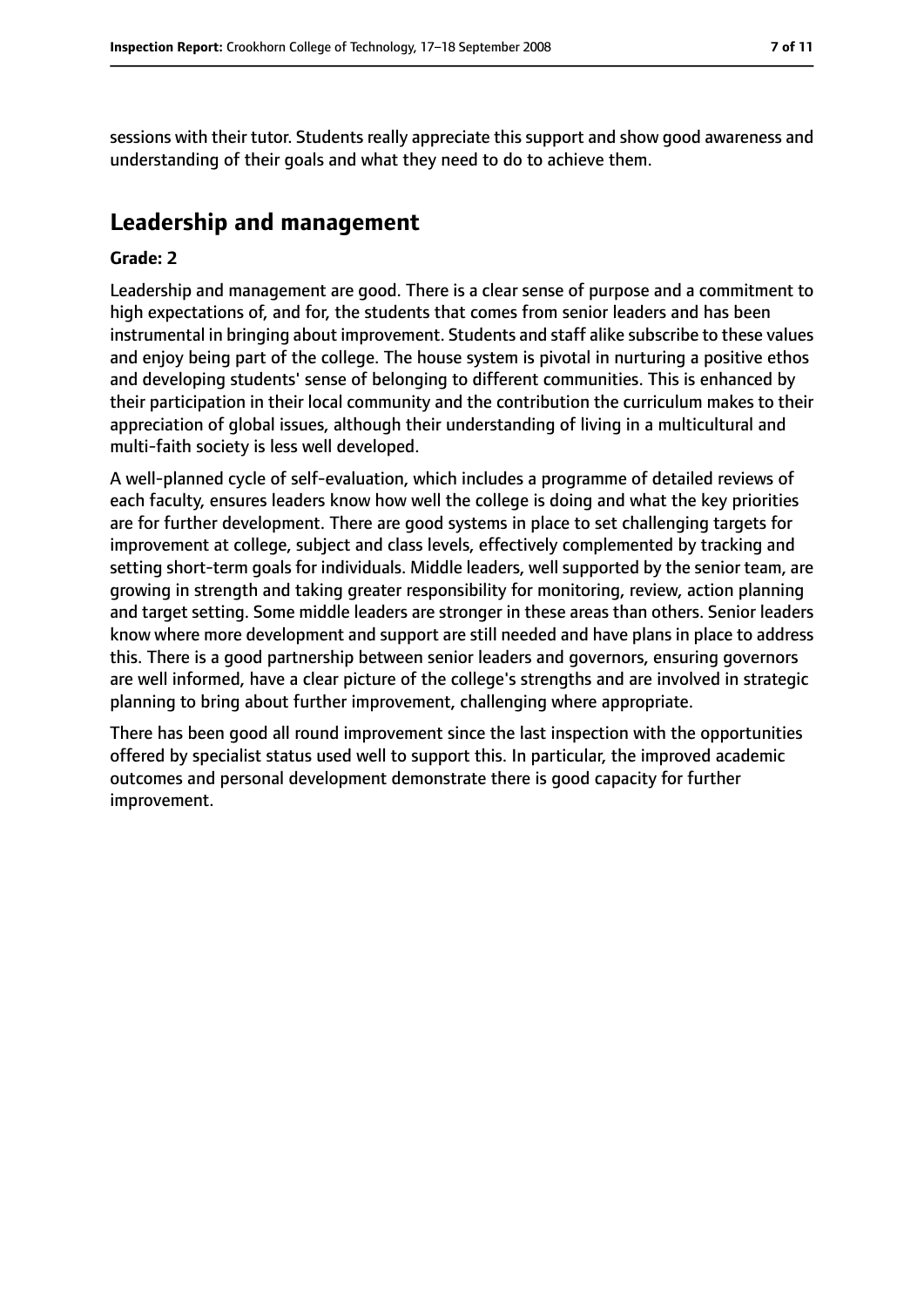sessions with their tutor. Students really appreciate this support and show good awareness and understanding of their goals and what they need to do to achieve them.

## Leadership and management

**Grade: 2**

Leadership and management are good. There is a clear sense of purpose and a commitment to high expectations of, and for, the students that comes from senior leaders and has been instrumental in bringing about improvement. Students and staff alike subscribe to these values and enjoy being part of the college. The house system is pivotal in nurturing a positive ethos and developing students' sense of belonging to different communities. This is enhanced by their participation in their local community and the contribution the curriculum makes to their appreciation of global issues, although their understanding of living in a multicultural and multi-faith society is less well developed.

A well-planned cycle of self-evaluation, which includes a programme of detailed reviews of each faculty, ensures leaders know how well the college is doing and what the key priorities are for further development. There are good systems in place to set challenging targets for improvement at college, subject and class levels, effectively complemented by tracking and setting short-term goals for individuals. Middle leaders, well supported by the senior team, are growing in strength and taking greater responsibility for monitoring, review, action planning and target setting. Some middle leaders are stronger in these areas than others. Senior leaders know where more development and support are still needed and have plans in place to address this. There is a good partnership between senior leaders and governors, ensuring governors are well informed, have a clear picture of the college's strengths and are involved in strategic planning to bring about further improvement, challenging where appropriate.

There has been good all round improvement since the last inspection with the opportunities offered by specialist status used well to support this. In particular, the improved academic outcomes and personal development demonstrate there is good capacity for further improvement.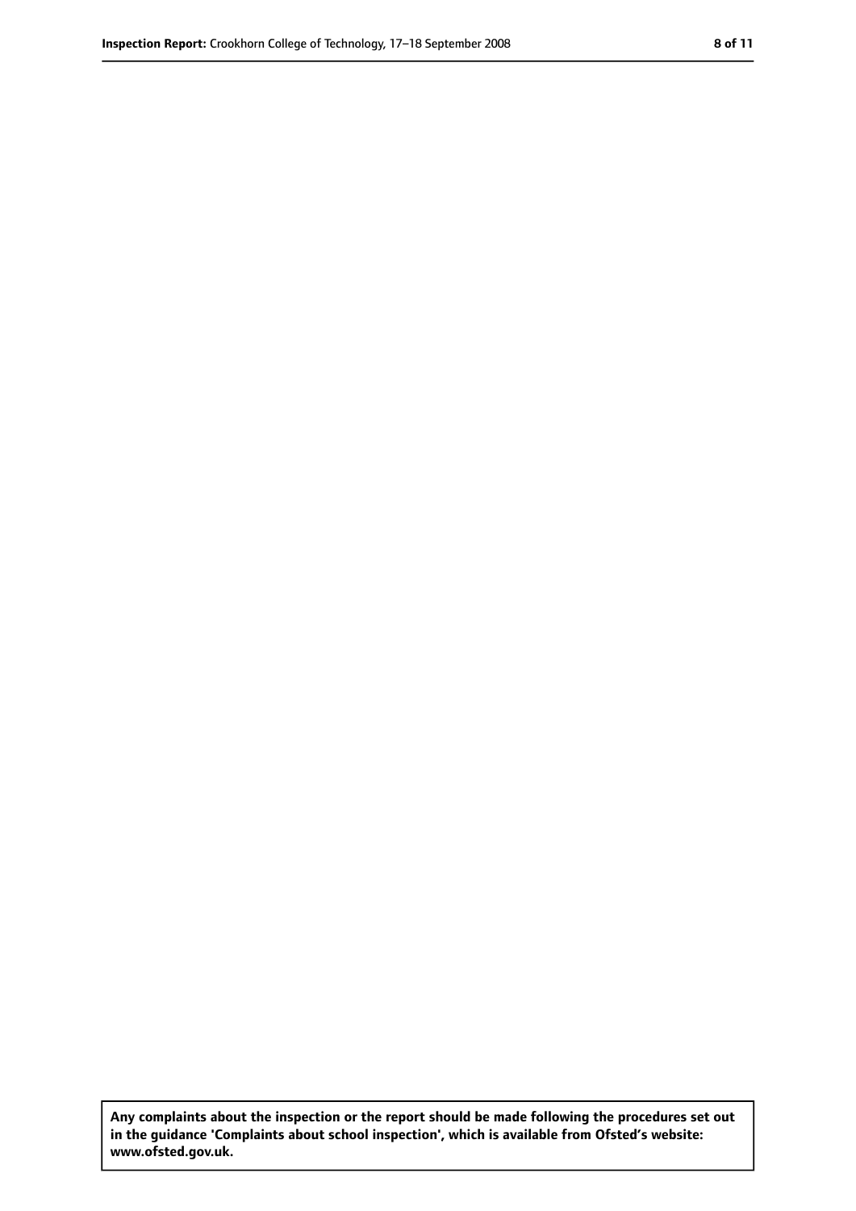**Any complaints about the inspection or the report should be made following the procedures set out in the guidance 'Complaints about school inspection', which is available from Ofsted's website: www.ofsted.gov.uk.**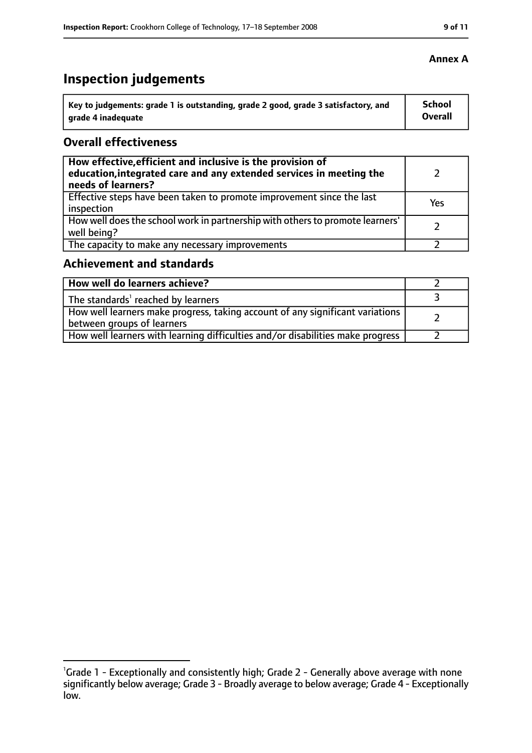**Annex A**

# Inspection judgements

| Key to judgements: grade 1 is outstanding, grade 2 good, grade 3 satisfactory, and grade 4 inadequate | School Overall |
|---|---|

## Overall effectiveness

| | |
|---|---|
| **How effective, efficient and inclusive is the provision of education, integrated care and any extended services in meeting the needs of learners?** | 2 |
| Effective steps have been taken to promote improvement since the last inspection | Yes |
| How well does the school work in partnership with others to promote learners' well being? | 2 |
| The capacity to make any necessary improvements | 2 |

## Achievement and standards

| | |
|---|---|
| **How well do learners achieve?** | 2 |
| The standards[1] reached by learners | 3 |
| How well learners make progress, taking account of any significant variations between groups of learners | 2 |
| How well learners with learning difficulties and/or disabilities make progress | 2 |

[1]Grade 1 - Exceptionally and consistently high; Grade 2 - Generally above average with none significantly below average; Grade 3 - Broadly average to below average; Grade 4 - Exceptionally low.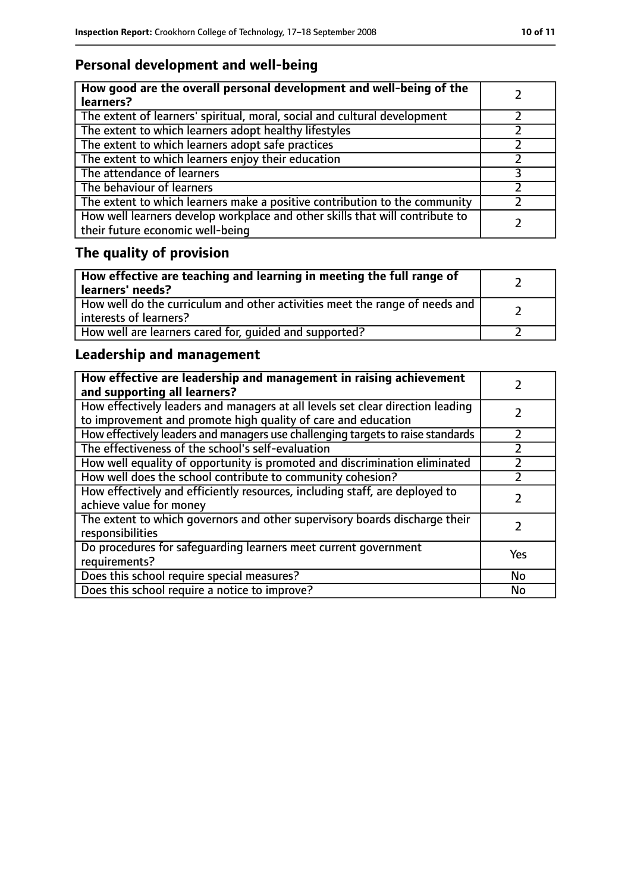## Personal development and well-being

| | |
|---|---|
| **How good are the overall personal development and well-being of the learners?** | 2 |
| The extent of learners' spiritual, moral, social and cultural development | 2 |
| The extent to which learners adopt healthy lifestyles | 2 |
| The extent to which learners adopt safe practices | 2 |
| The extent to which learners enjoy their education | 2 |
| The attendance of learners | 3 |
| The behaviour of learners | 2 |
| The extent to which learners make a positive contribution to the community | 2 |
| How well learners develop workplace and other skills that will contribute to their future economic well-being | 2 |

## The quality of provision

| | |
|---|---|
| **How effective are teaching and learning in meeting the full range of learners' needs?** | 2 |
| How well do the curriculum and other activities meet the range of needs and interests of learners? | 2 |
| How well are learners cared for, guided and supported? | 2 |

## Leadership and management

| | |
|---|---|
| **How effective are leadership and management in raising achievement and supporting all learners?** | 2 |
| How effectively leaders and managers at all levels set clear direction leading to improvement and promote high quality of care and education | 2 |
| How effectively leaders and managers use challenging targets to raise standards | 2 |
| The effectiveness of the school's self-evaluation | 2 |
| How well equality of opportunity is promoted and discrimination eliminated | 2 |
| How well does the school contribute to community cohesion? | 2 |
| How effectively and efficiently resources, including staff, are deployed to achieve value for money | 2 |
| The extent to which governors and other supervisory boards discharge their responsibilities | 2 |
| Do procedures for safeguarding learners meet current government requirements? | Yes |
| Does this school require special measures? | No |
| Does this school require a notice to improve? | No |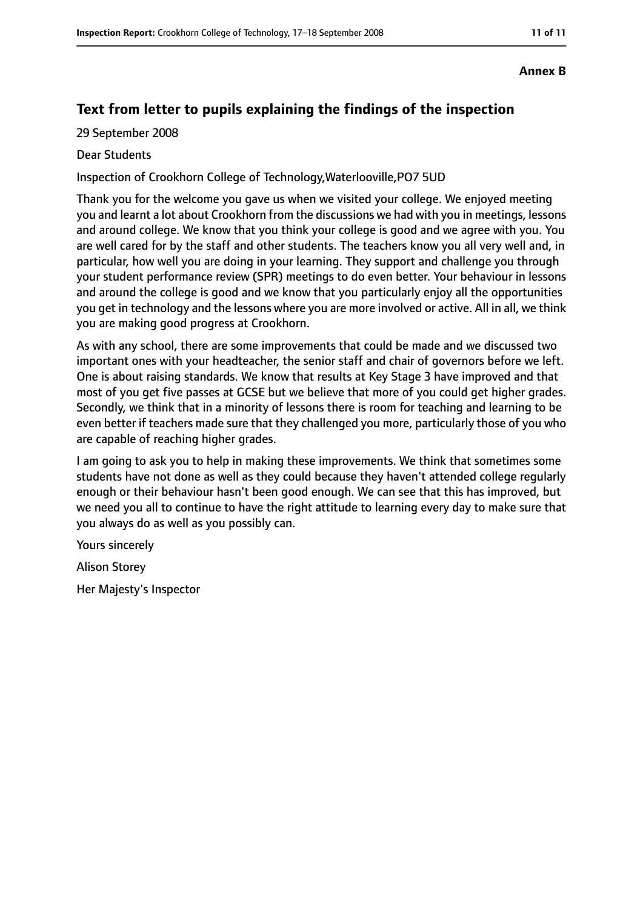**Annex B**

## Text from letter to pupils explaining the findings of the inspection

29 September 2008

Dear Students

Inspection of Crookhorn College of Technology,Waterlooville,PO7 5UD

Thank you for the welcome you gave us when we visited your college. We enjoyed meeting you and learnt a lot about Crookhorn from the discussions we had with you in meetings, lessons and around college. We know that you think your college is good and we agree with you. You are well cared for by the staff and other students. The teachers know you all very well and, in particular, how well you are doing in your learning. They support and challenge you through your student performance review (SPR) meetings to do even better. Your behaviour in lessons and around the college is good and we know that you particularly enjoy all the opportunities you get in technology and the lessons where you are more involved or active. All in all, we think you are making good progress at Crookhorn.

As with any school, there are some improvements that could be made and we discussed two important ones with your headteacher, the senior staff and chair of governors before we left. One is about raising standards. We know that results at Key Stage 3 have improved and that most of you get five passes at GCSE but we believe that more of you could get higher grades. Secondly, we think that in a minority of lessons there is room for teaching and learning to be even better if teachers made sure that they challenged you more, particularly those of you who are capable of reaching higher grades.

I am going to ask you to help in making these improvements. We think that sometimes some students have not done as well as they could because they haven't attended college regularly enough or their behaviour hasn't been good enough. We can see that this has improved, but we need you all to continue to have the right attitude to learning every day to make sure that you always do as well as you possibly can.

Yours sincerely

Alison Storey

Her Majesty's Inspector